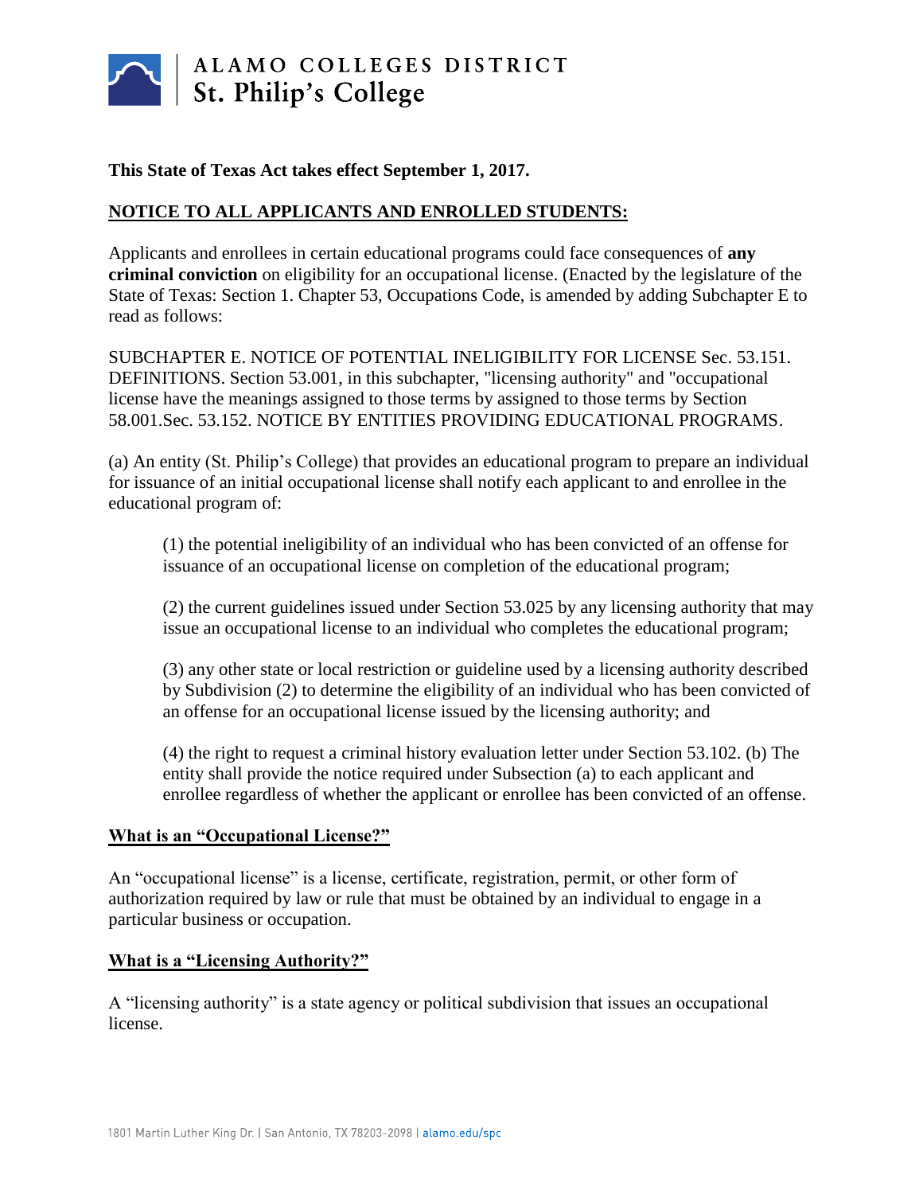ALAMO COLLEGES DISTRICT
St. Philip's College

**This State of Texas Act takes effect September 1, 2017.**

**NOTICE TO ALL APPLICANTS AND ENROLLED STUDENTS:**

Applicants and enrollees in certain educational programs could face consequences of **any criminal conviction** on eligibility for an occupational license. (Enacted by the legislature of the State of Texas: Section 1. Chapter 53, Occupations Code, is amended by adding Subchapter E to read as follows:

SUBCHAPTER E. NOTICE OF POTENTIAL INELIGIBILITY FOR LICENSE Sec. 53.151. DEFINITIONS. Section 53.001, in this subchapter, "licensing authority" and "occupational license have the meanings assigned to those terms by assigned to those terms by Section 58.001.Sec. 53.152. NOTICE BY ENTITIES PROVIDING EDUCATIONAL PROGRAMS.

(a) An entity (St. Philip's College) that provides an educational program to prepare an individual for issuance of an initial occupational license shall notify each applicant to and enrollee in the educational program of:

> (1) the potential ineligibility of an individual who has been convicted of an offense for issuance of an occupational license on completion of the educational program;
>
> (2) the current guidelines issued under Section 53.025 by any licensing authority that may issue an occupational license to an individual who completes the educational program;
>
> (3) any other state or local restriction or guideline used by a licensing authority described by Subdivision (2) to determine the eligibility of an individual who has been convicted of an offense for an occupational license issued by the licensing authority; and
>
> (4) the right to request a criminal history evaluation letter under Section 53.102. (b) The entity shall provide the notice required under Subsection (a) to each applicant and enrollee regardless of whether the applicant or enrollee has been convicted of an offense.

**What is an "Occupational License?"**

An "occupational license" is a license, certificate, registration, permit, or other form of authorization required by law or rule that must be obtained by an individual to engage in a particular business or occupation.

**What is a "Licensing Authority?"**

A "licensing authority" is a state agency or political subdivision that issues an occupational license.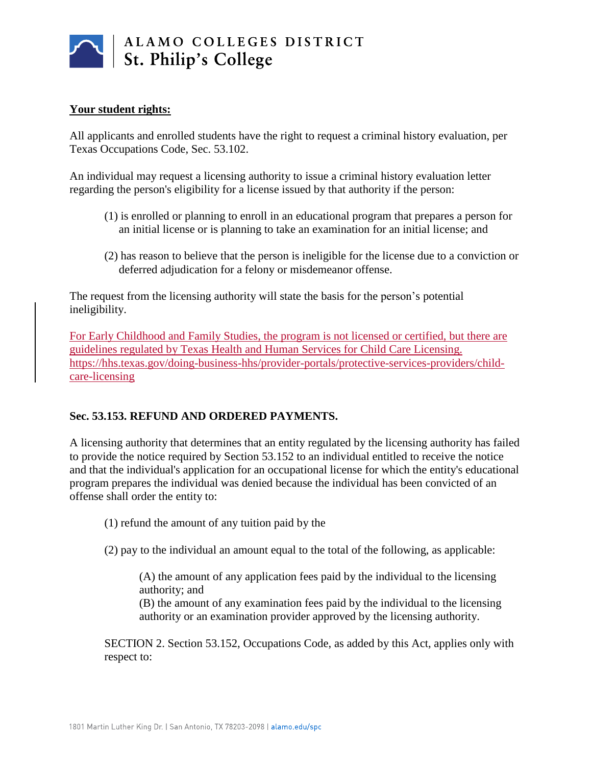**Your student rights:**

All applicants and enrolled students have the right to request a criminal history evaluation, per Texas Occupations Code, Sec. 53.102.

An individual may request a licensing authority to issue a criminal history evaluation letter regarding the person's eligibility for a license issued by that authority if the person:

(1) is enrolled or planning to enroll in an educational program that prepares a person for an initial license or is planning to take an examination for an initial license; and

(2) has reason to believe that the person is ineligible for the license due to a conviction or deferred adjudication for a felony or misdemeanor offense.

The request from the licensing authority will state the basis for the person's potential ineligibility.

For Early Childhood and Family Studies, the program is not licensed or certified, but there are guidelines regulated by Texas Health and Human Services for Child Care Licensing. https://hhs.texas.gov/doing-business-hhs/provider-portals/protective-services-providers/child-care-licensing

**Sec. 53.153. REFUND AND ORDERED PAYMENTS.**

A licensing authority that determines that an entity regulated by the licensing authority has failed to provide the notice required by Section 53.152 to an individual entitled to receive the notice and that the individual's application for an occupational license for which the entity's educational program prepares the individual was denied because the individual has been convicted of an offense shall order the entity to:

(1) refund the amount of any tuition paid by the

(2) pay to the individual an amount equal to the total of the following, as applicable:

(A) the amount of any application fees paid by the individual to the licensing authority; and
(B) the amount of any examination fees paid by the individual to the licensing authority or an examination provider approved by the licensing authority.

SECTION 2. Section 53.152, Occupations Code, as added by this Act, applies only with respect to: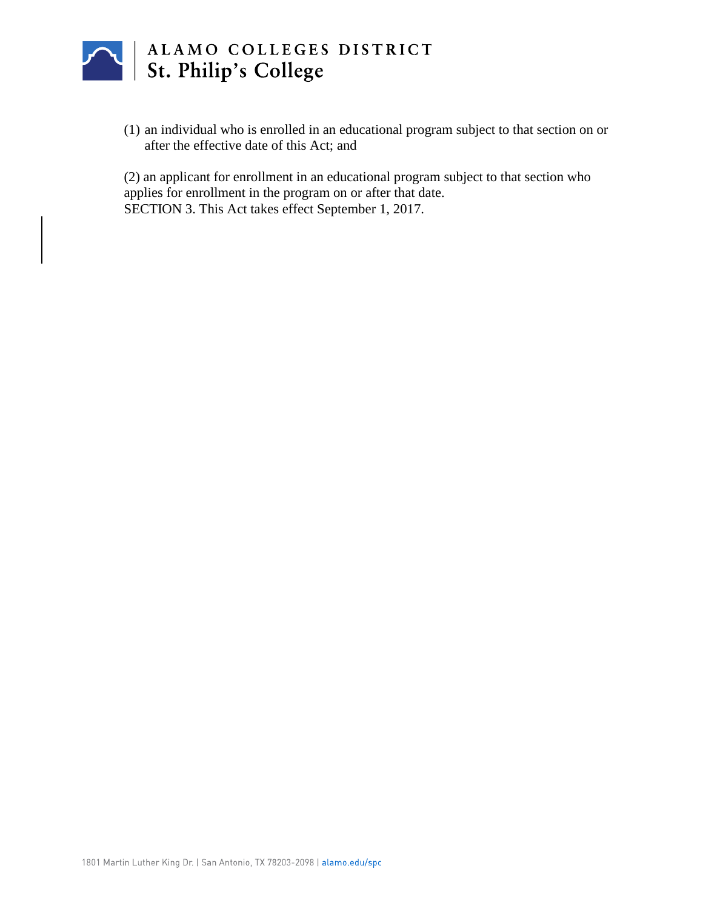(1) an individual who is enrolled in an educational program subject to that section on or after the effective date of this Act; and

(2) an applicant for enrollment in an educational program subject to that section who applies for enrollment in the program on or after that date.
SECTION 3. This Act takes effect September 1, 2017.